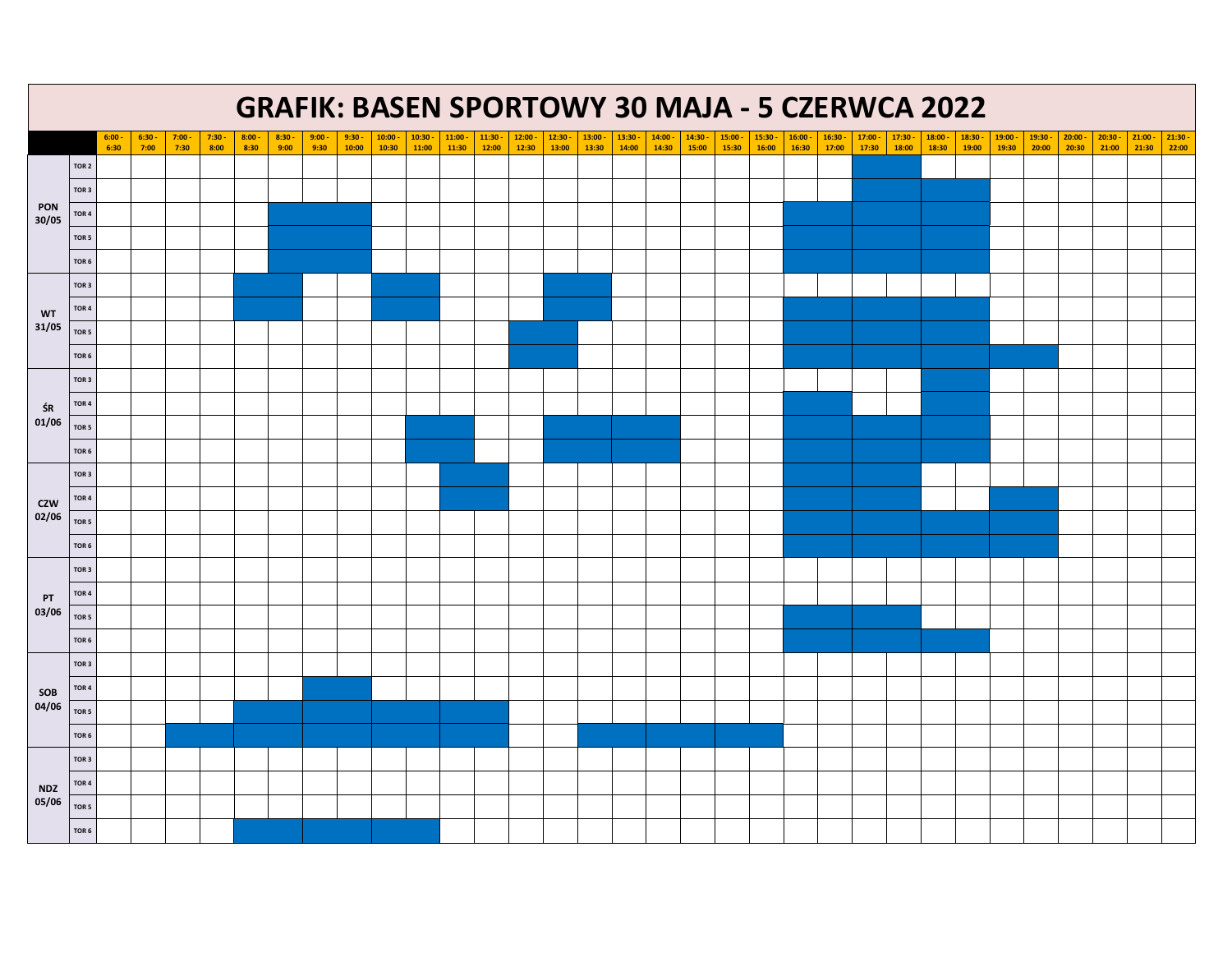# GRAFIK: BASEN SPORTOWY 30 MAJA - 5 CZERWCA 2022

| | | 6:00 - 6:30 | 6:30 - 7:00 | 7:00 - 7:30 | 7:30 - 8:00 | 8:00 - 8:30 | 8:30 - 9:00 | 9:00 - 9:30 | 9:30 - 10:00 | 10:00 - 10:30 | 10:30 - 11:00 | 11:00 - 11:30 | 11:30 - 12:00 | 12:00 - 12:30 | 12:30 - 13:00 | 13:00 - 13:30 | 13:30 - 14:00 | 14:00 - 14:30 | 14:30 - 15:00 | 15:00 - 15:30 | 15:30 - 16:00 | 16:00 - 16:30 | 16:30 - 17:00 | 17:00 - 17:30 | 17:30 - 18:00 | 18:00 - 18:30 | 18:30 - 19:00 | 19:00 - 19:30 | 19:30 - 20:00 | 20:00 - 20:30 | 20:30 - 21:00 | 21:00 - 21:30 | 21:30 - 22:00 |
|---|---|---|---|---|---|---|---|---|---|---|---|---|---|---|---|---|---|---|---|---|---|---|---|---|---|---|---|---|---|---|---|---|---|
| PON 30/05 | TOR 2 | | | | | | | | | | | | | | | | | | | | | | | ■ | ■ | | | | | | | | |
| | TOR 3 | | | | | | | | | | | | | | | | | | | | | | | ■ | ■ | ■ | ■ | | | | | | |
| | TOR 4 | | | | | | ■ | ■ | ■ | | | | | | | | | | | | | ■ | ■ | ■ | ■ | ■ | ■ | | | | | | |
| | TOR 5 | | | | | | ■ | ■ | ■ | | | | | | | | | | | | | ■ | ■ | ■ | ■ | ■ | ■ | | | | | | |
| | TOR 6 | | | | | | ■ | ■ | ■ | | | | | | | | | | | | | ■ | ■ | ■ | ■ | ■ | ■ | | | | | | |
| WT 31/05 | TOR 3 | | | | | ■ | ■ | | | ■ | ■ | | | | ■ | ■ | | | | | | | | | | | | | | | | | |
| | TOR 4 | | | | | ■ | ■ | | | ■ | ■ | | | | ■ | ■ | | | | | | ■ | ■ | ■ | ■ | ■ | ■ | | | | | | |
| | TOR 5 | | | | | | | | | | | | | ■ | ■ | | | | | | | ■ | ■ | ■ | ■ | ■ | ■ | | | | | | |
| | TOR 6 | | | | | | | | | | | | | ■ | ■ | | | | | | | ■ | ■ | ■ | ■ | ■ | ■ | ■ | ■ | | | | |
| ŚR 01/06 | TOR 3 | | | | | | | | | | | | | | | | | | | | | | | | | ■ | ■ | | | | | | |
| | TOR 4 | | | | | | | | | | | | | | | | | | | | | ■ | ■ | | | ■ | ■ | | | | | | |
| | TOR 5 | | | | | | | | | | ■ | ■ | | | ■ | ■ | ■ | ■ | | | | ■ | ■ | ■ | ■ | ■ | ■ | | | | | | |
| | TOR 6 | | | | | | | | | | ■ | ■ | | | ■ | ■ | ■ | ■ | | | | ■ | ■ | ■ | ■ | ■ | ■ | | | | | | |
| CZW 02/06 | TOR 3 | | | | | | | | | | | ■ | ■ | | | | | | | | | ■ | ■ | ■ | ■ | | | | | | | | |
| | TOR 4 | | | | | | | | | | | ■ | ■ | | | | | | | | | ■ | ■ | ■ | ■ | | | ■ | ■ | | | | |
| | TOR 5 | | | | | | | | | | | | | | | | | | | | | ■ | ■ | ■ | ■ | ■ | ■ | ■ | ■ | | | | |
| | TOR 6 | | | | | | | | | | | | | | | | | | | | | ■ | ■ | ■ | ■ | ■ | ■ | ■ | ■ | | | | |
| PT 03/06 | TOR 3 | | | | | | | | | | | | | | | | | | | | | | | | | | | | | | | | |
| | TOR 4 | | | | | | | | | | | | | | | | | | | | | | | | | | | | | | | | |
| | TOR 5 | | | | | | | | | | | | | | | | | | | | | ■ | ■ | ■ | ■ | | | | | | | | |
| | TOR 6 | | | | | | | | | | | | | | | | | | | | | ■ | ■ | ■ | ■ | ■ | ■ | | | | | | |
| SOB 04/06 | TOR 3 | | | | | | | | | | | | | | | | | | | | | | | | | | | | | | | | |
| | TOR 4 | | | | | | | ■ | ■ | | | | | | | | | | | | | | | | | | | | | | | | |
| | TOR 5 | | | | | ■ | ■ | ■ | ■ | ■ | ■ | ■ | ■ | | | | | | | | | | | | | | | | | | | | |
| | TOR 6 | | | ■ | ■ | ■ | ■ | ■ | ■ | ■ | ■ | ■ | ■ | | | ■ | ■ | ■ | ■ | ■ | ■ | | | | | | | | | | | | |
| NDZ 05/06 | TOR 3 | | | | | | | | | | | | | | | | | | | | | | | | | | | | | | | | |
| | TOR 4 | | | | | | | | | | | | | | | | | | | | | | | | | | | | | | | | |
| | TOR 5 | | | | | | | | | | | | | | | | | | | | | | | | | | | | | | | | |
| | TOR 6 | | | | | ■ | ■ | ■ | ■ | ■ | ■ | | | | | | | | | | | | | | | | | | | | | | |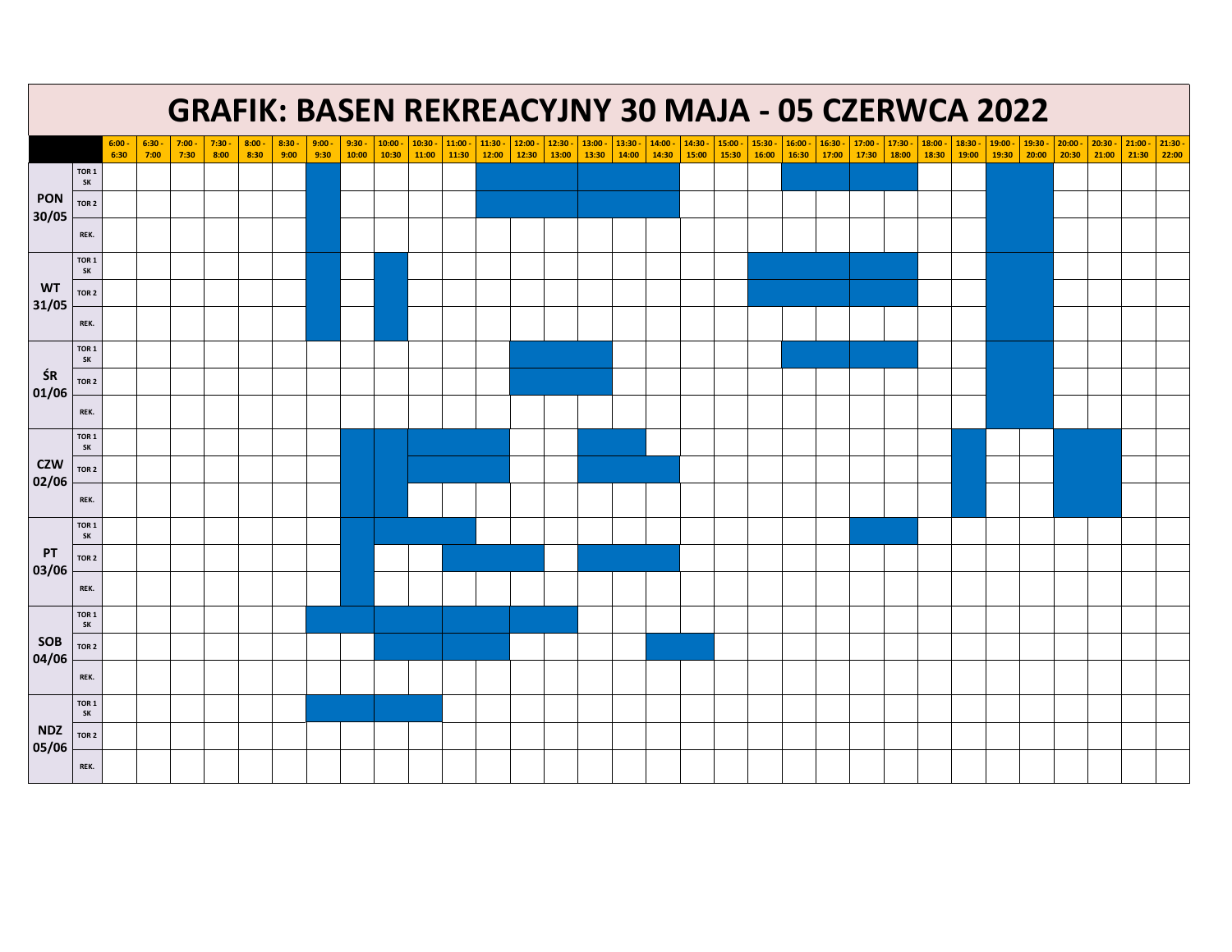# GRAFIK: BASEN REKREACYJNY 30 MAJA - 05 CZERWCA 2022

| | | 6:00 - 6:30 | 6:30 - 7:00 | 7:00 - 7:30 | 7:30 - 8:00 | 8:00 - 8:30 | 8:30 - 9:00 | 9:00 - 9:30 | 9:30 - 10:00 | 10:00 - 10:30 | 10:30 - 11:00 | 11:00 - 11:30 | 11:30 - 12:00 | 12:00 - 12:30 | 12:30 - 13:00 | 13:00 - 13:30 | 13:30 - 14:00 | 14:00 - 14:30 | 14:30 - 15:00 | 15:00 - 15:30 | 15:30 - 16:00 | 16:00 - 16:30 | 16:30 - 17:00 | 17:00 - 17:30 | 17:30 - 18:00 | 18:00 - 18:30 | 18:30 - 19:00 | 19:00 - 19:30 | 19:30 - 20:00 | 20:00 - 20:30 | 20:30 - 21:00 | 21:00 - 21:30 | 21:30 - 22:00 |
|---|---|---|---|---|---|---|---|---|---|---|---|---|---|---|---|---|---|---|---|---|---|---|---|---|---|---|---|---|---|---|---|---|---|
| PON 30/05 | TOR 1 SK | | | | | | | | | | | | | | | | | | | | | | | | | | | | | | | | |
| | TOR 2 | | | | | | | | | | | | | | | | | | | | | | | | | | | | | | | | |
| | REK. | | | | | | | | | | | | | | | | | | | | | | | | | | | | | | | | |
| WT 31/05 | TOR 1 SK | | | | | | | | | | | | | | | | | | | | | | | | | | | | | | | | |
| | TOR 2 | | | | | | | | | | | | | | | | | | | | | | | | | | | | | | | | |
| | REK. | | | | | | | | | | | | | | | | | | | | | | | | | | | | | | | | |
| ŚR 01/06 | TOR 1 SK | | | | | | | | | | | | | | | | | | | | | | | | | | | | | | | | |
| | TOR 2 | | | | | | | | | | | | | | | | | | | | | | | | | | | | | | | | |
| | REK. | | | | | | | | | | | | | | | | | | | | | | | | | | | | | | | | |
| CZW 02/06 | TOR 1 SK | | | | | | | | | | | | | | | | | | | | | | | | | | | | | | | | |
| | TOR 2 | | | | | | | | | | | | | | | | | | | | | | | | | | | | | | | | |
| | REK. | | | | | | | | | | | | | | | | | | | | | | | | | | | | | | | | |
| PT 03/06 | TOR 1 SK | | | | | | | | | | | | | | | | | | | | | | | | | | | | | | | | |
| | TOR 2 | | | | | | | | | | | | | | | | | | | | | | | | | | | | | | | | |
| | REK. | | | | | | | | | | | | | | | | | | | | | | | | | | | | | | | | |
| SOB 04/06 | TOR 1 SK | | | | | | | | | | | | | | | | | | | | | | | | | | | | | | | | |
| | TOR 2 | | | | | | | | | | | | | | | | | | | | | | | | | | | | | | | | |
| | REK. | | | | | | | | | | | | | | | | | | | | | | | | | | | | | | | | |
| NDZ 05/06 | TOR 1 SK | | | | | | | | | | | | | | | | | | | | | | | | | | | | | | | | |
| | TOR 2 | | | | | | | | | | | | | | | | | | | | | | | | | | | | | | | | |
| | REK. | | | | | | | | | | | | | | | | | | | | | | | | | | | | | | | | |